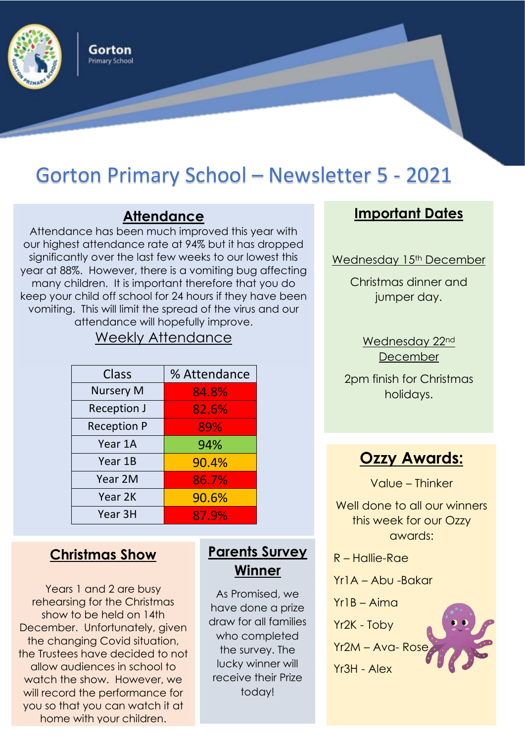Gorton
Primary School

# Gorton Primary School – Newsletter 5 - 2021

## Attendance

Attendance has been much improved this year with our highest attendance rate at 94% but it has dropped significantly over the last few weeks to our lowest this year at 88%. However, there is a vomiting bug affecting many children. It is important therefore that you do keep your child off school for 24 hours if they have been vomiting. This will limit the spread of the virus and our attendance will hopefully improve.

### Weekly Attendance

| Class | % Attendance |
|---|---|
| Nursery M | 84.8% |
| Reception J | 82.6% |
| Reception P | 89% |
| Year 1A | 94% |
| Year 1B | 90.4% |
| Year 2M | 86.7% |
| Year 2K | 90.6% |
| Year 3H | 87.9% |

## Christmas Show

Years 1 and 2 are busy rehearsing for the Christmas show to be held on 14th December. Unfortunately, given the changing Covid situation, the Trustees have decided to not allow audiences in school to watch the show. However, we will record the performance for you so that you can watch it at home with your children.

## Parents Survey Winner

As Promised, we have done a prize draw for all families who completed the survey. The lucky winner will receive their Prize today!

## Important Dates

Wednesday 15th December

Christmas dinner and jumper day.

Wednesday 22nd December

2pm finish for Christmas holidays.

## Ozzy Awards:

Value – Thinker

Well done to all our winners this week for our Ozzy awards:

R – Hallie-Rae

Yr1A – Abu -Bakar

Yr1B – Aima

Yr2K - Toby

Yr2M – Ava- Rose

Yr3H - Alex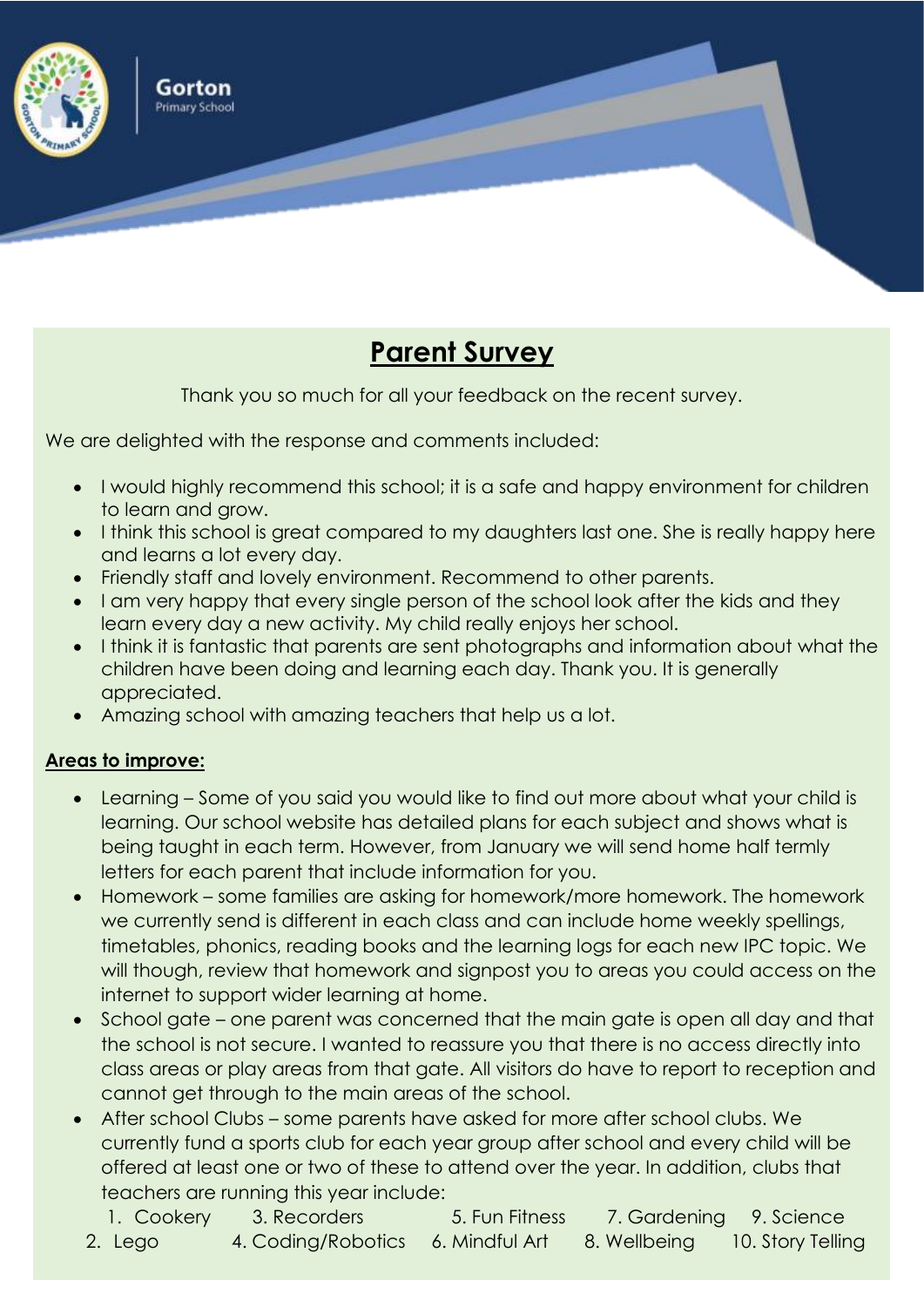Gorton
Primary School

## Parent Survey

Thank you so much for all your feedback on the recent survey.

We are delighted with the response and comments included:

- I would highly recommend this school; it is a safe and happy environment for children to learn and grow.
- I think this school is great compared to my daughters last one. She is really happy here and learns a lot every day.
- Friendly staff and lovely environment. Recommend to other parents.
- I am very happy that every single person of the school look after the kids and they learn every day a new activity. My child really enjoys her school.
- I think it is fantastic that parents are sent photographs and information about what the children have been doing and learning each day. Thank you. It is generally appreciated.
- Amazing school with amazing teachers that help us a lot.

**Areas to improve:**

- Learning – Some of you said you would like to find out more about what your child is learning. Our school website has detailed plans for each subject and shows what is being taught in each term. However, from January we will send home half termly letters for each parent that include information for you.
- Homework – some families are asking for homework/more homework. The homework we currently send is different in each class and can include home weekly spellings, timetables, phonics, reading books and the learning logs for each new IPC topic. We will though, review that homework and signpost you to areas you could access on the internet to support wider learning at home.
- School gate – one parent was concerned that the main gate is open all day and that the school is not secure. I wanted to reassure you that there is no access directly into class areas or play areas from that gate. All visitors do have to report to reception and cannot get through to the main areas of the school.
- After school Clubs – some parents have asked for more after school clubs. We currently fund a sports club for each year group after school and every child will be offered at least one or two of these to attend over the year. In addition, clubs that teachers are running this year include:
  1. Cookery
  2. Lego
  3. Recorders
  4. Coding/Robotics
  5. Fun Fitness
  6. Mindful Art
  7. Gardening
  8. Wellbeing
  9. Science
  10. Story Telling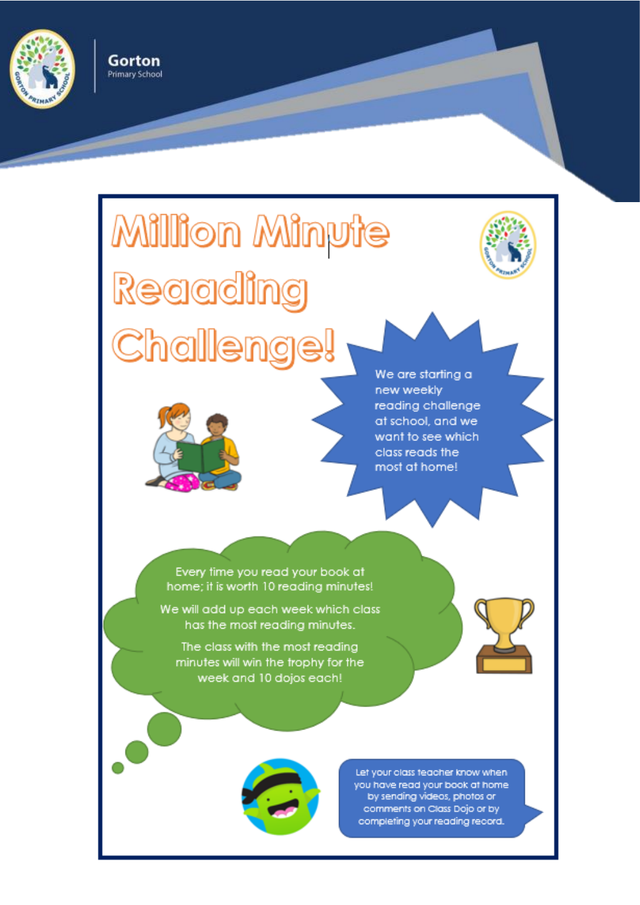Gorton
Primary School

# Million Minute Reaading Challenge!

We are starting a new weekly reading challenge at school, and we want to see which class reads the most at home!

Every time you read your book at home; it is worth 10 reading minutes!

We will add up each week which class has the most reading minutes.

The class with the most reading minutes will win the trophy for the week and 10 dojos each!

Let your class teacher know when you have read your book at home by sending videos, photos or comments on Class Dojo or by completing your reading record.